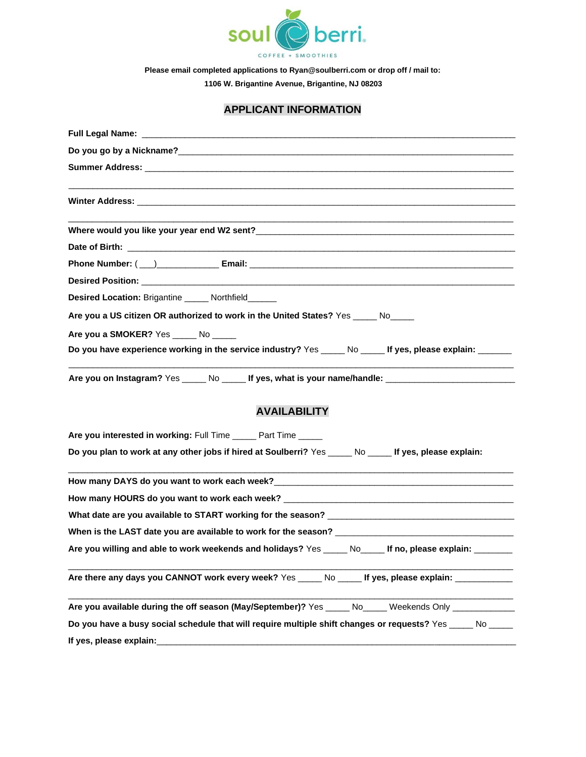soul berri

COFFEE + SMOOTHIES

**Please email completed applications to Ryan@soulberri.com or drop off / mail to:**

**1106 W. Brigantine Avenue, Brigantine, NJ 08203**

## APPLICANT INFORMATION

**Full Legal Name:** ______________________________________________________________

**Do you go by a Nickname?**______________________________________________________

**Summer Address:** ______________________________________________________________

______________________________________________________________________________

**Winter Address:** _______________________________________________________________

______________________________________________________________________________

**Where would you like your year end W2 sent?**_______________________________________

**Date of Birth:** ________________________________________________________________

**Phone Number:** (___)_____________ **Email:** ________________________________________

**Desired Position:** ______________________________________________________________

**Desired Location:** Brigantine _____ Northfield______

**Are you a US citizen OR authorized to work in the United States?** Yes _____ No_____

**Are you a SMOKER?** Yes _____ No _____

**Do you have experience working in the service industry?** Yes _____ No _____ **If yes, please explain:** _______

______________________________________________________________________________

**Are you on Instagram?** Yes _____ No _____ **If yes, what is your name/handle:** _____________________

## AVAILABILITY

**Are you interested in working:** Full Time _____ Part Time _____

**Do you plan to work at any other jobs if hired at Soulberri?** Yes _____ No _____ **If yes, please explain:**

______________________________________________________________________________

**How many DAYS do you want to work each week?**_____________________________________

**How many HOURS do you want to work each week?** ____________________________________

**What date are you available to START working for the season?** _____________________________

**When is the LAST date you are available to work for the season?** ___________________________

**Are you willing and able to work weekends and holidays?** Yes _____ No_____ **If no, please explain:** ________

______________________________________________________________________________

**Are there any days you CANNOT work every week?** Yes _____ No _____ **If yes, please explain:** ____________

______________________________________________________________________________

**Are you available during the off season (May/September)?** Yes _____ No_____ Weekends Only ____________

**Do you have a busy social schedule that will require multiple shift changes or requests?** Yes _____ No _____

**If yes, please explain:**_________________________________________________________________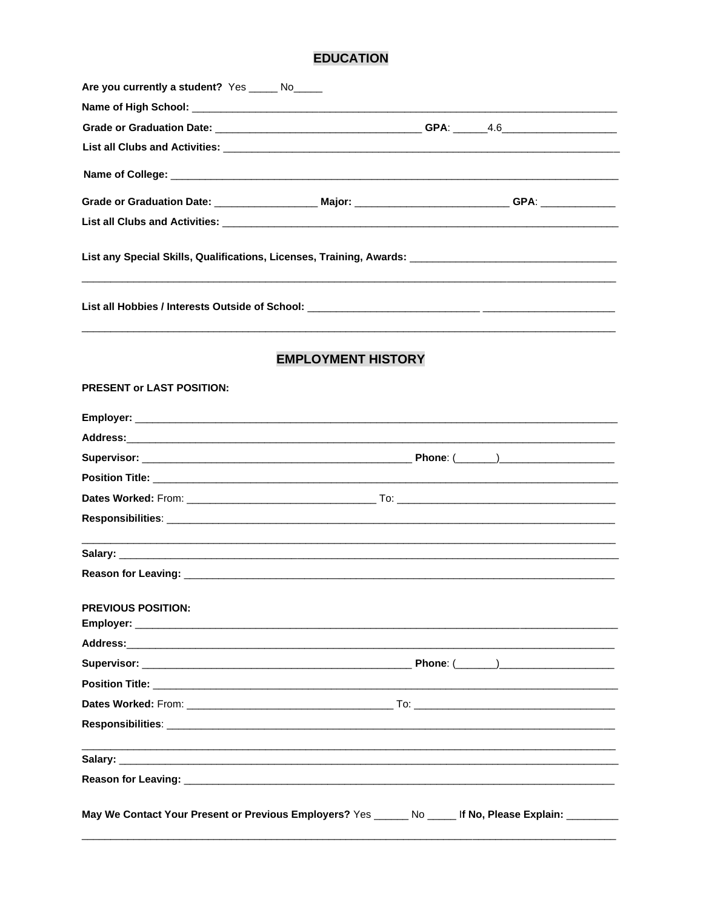## EDUCATION

**Are you currently a student?** Yes _____ No_____

**Name of High School:** ___________________________________________________________________________

**Grade or Graduation Date:** ___________________________________ **GPA**: ______4.6___________________

**List all Clubs and Activities:** ______________________________________________________________________

**Name of College:** _______________________________________________________________________________

**Grade or Graduation Date:** __________________ **Major:** ___________________________ **GPA**: _____________

**List all Clubs and Activities:** ______________________________________________________________________

**List any Special Skills, Qualifications, Licenses, Training, Awards:** ___________________________________

_______________________________________________________________________________________________

**List all Hobbies / Interests Outside of School:** _____________________________ ______________________

_______________________________________________________________________________________________

## EMPLOYMENT HISTORY

**PRESENT or LAST POSITION:**

**Employer:** _____________________________________________________________________________________

**Address:**______________________________________________________________________________________

**Supervisor:** ________________________________________________ **Phone**: (_______)___________________

**Position Title:** __________________________________________________________________________________

**Dates Worked:** From: _________________________________ To: ______________________________________

**Responsibilities**: ________________________________________________________________________________

_______________________________________________________________________________________________

**Salary:** ________________________________________________________________________________________

**Reason for Leaving:** _____________________________________________________________________________

**PREVIOUS POSITION:**

**Employer:** _____________________________________________________________________________________

**Address:**______________________________________________________________________________________

**Supervisor:** ________________________________________________ **Phone**: (_______)___________________

**Position Title:** __________________________________________________________________________________

**Dates Worked:** From: ____________________________________ To: __________________________________

**Responsibilities**: ________________________________________________________________________________

_______________________________________________________________________________________________

**Salary:** ________________________________________________________________________________________

**Reason for Leaving:** _____________________________________________________________________________

**May We Contact Your Present or Previous Employers?** Yes ______ No _____ I**f No, Please Explain:** _________

_______________________________________________________________________________________________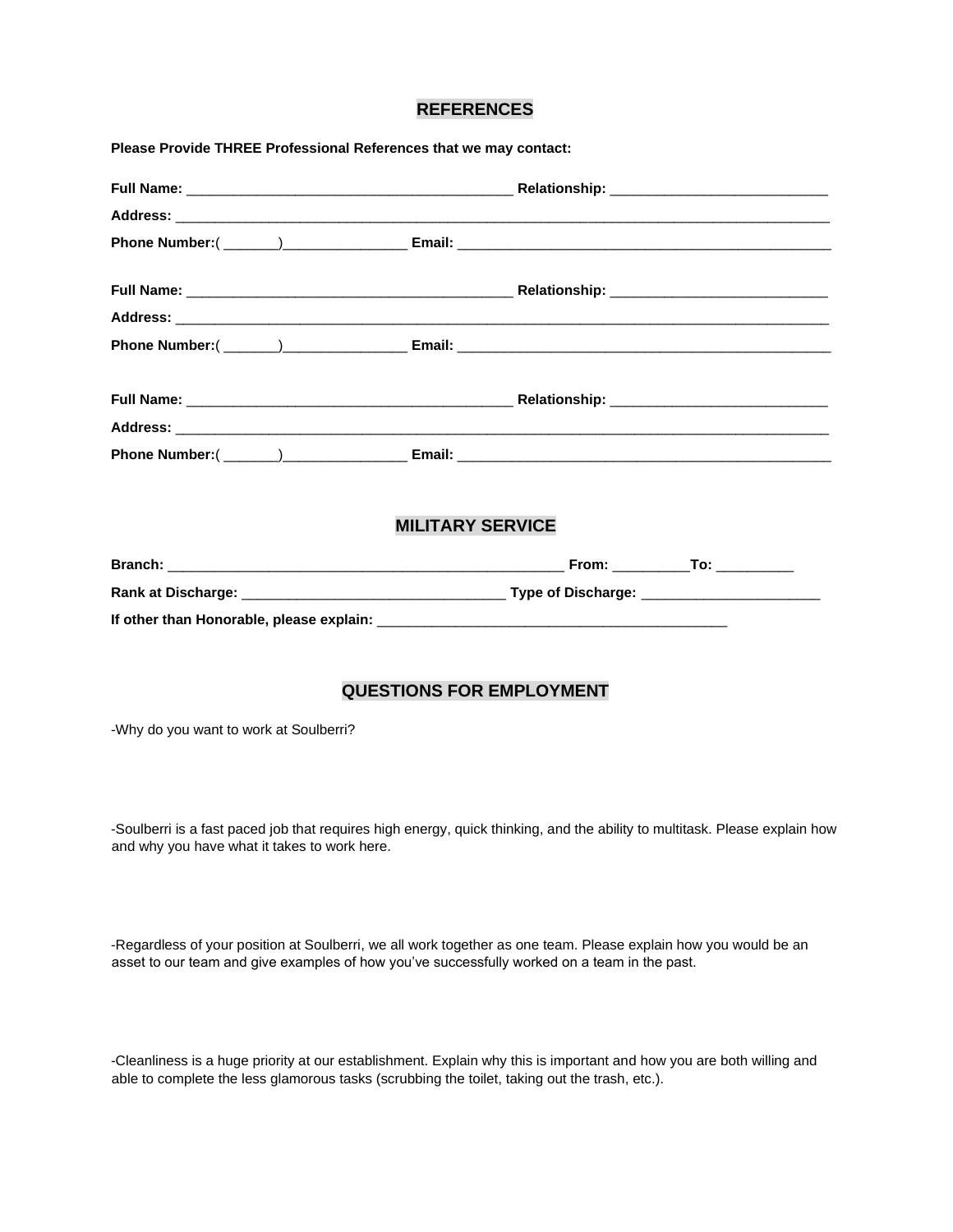## REFERENCES

**Please Provide THREE Professional References that we may contact:**

**Full Name:** __________________________________________ **Relationship:** ____________________________

**Address:** ______________________________________________________________________________________________

**Phone Number:**( _______)________________ **Email:** __________________________________________________

**Full Name:** __________________________________________ **Relationship:** ____________________________

**Address:** ______________________________________________________________________________________________

**Phone Number:**( _______)________________ **Email:** __________________________________________________

**Full Name:** __________________________________________ **Relationship:** ____________________________

**Address:** ______________________________________________________________________________________________

**Phone Number:**( _______)________________ **Email:** __________________________________________________

## MILITARY SERVICE

**Branch:** ____________________________________________________ **From:** __________**To:** __________

**Rank at Discharge:** __________________________________ **Type of Discharge:** _______________________

**If other than Honorable, please explain:** ______________________________________________

## QUESTIONS FOR EMPLOYMENT

-Why do you want to work at Soulberri?

-Soulberri is a fast paced job that requires high energy, quick thinking, and the ability to multitask. Please explain how and why you have what it takes to work here.

-Regardless of your position at Soulberri, we all work together as one team. Please explain how you would be an asset to our team and give examples of how you've successfully worked on a team in the past.

-Cleanliness is a huge priority at our establishment. Explain why this is important and how you are both willing and able to complete the less glamorous tasks (scrubbing the toilet, taking out the trash, etc.).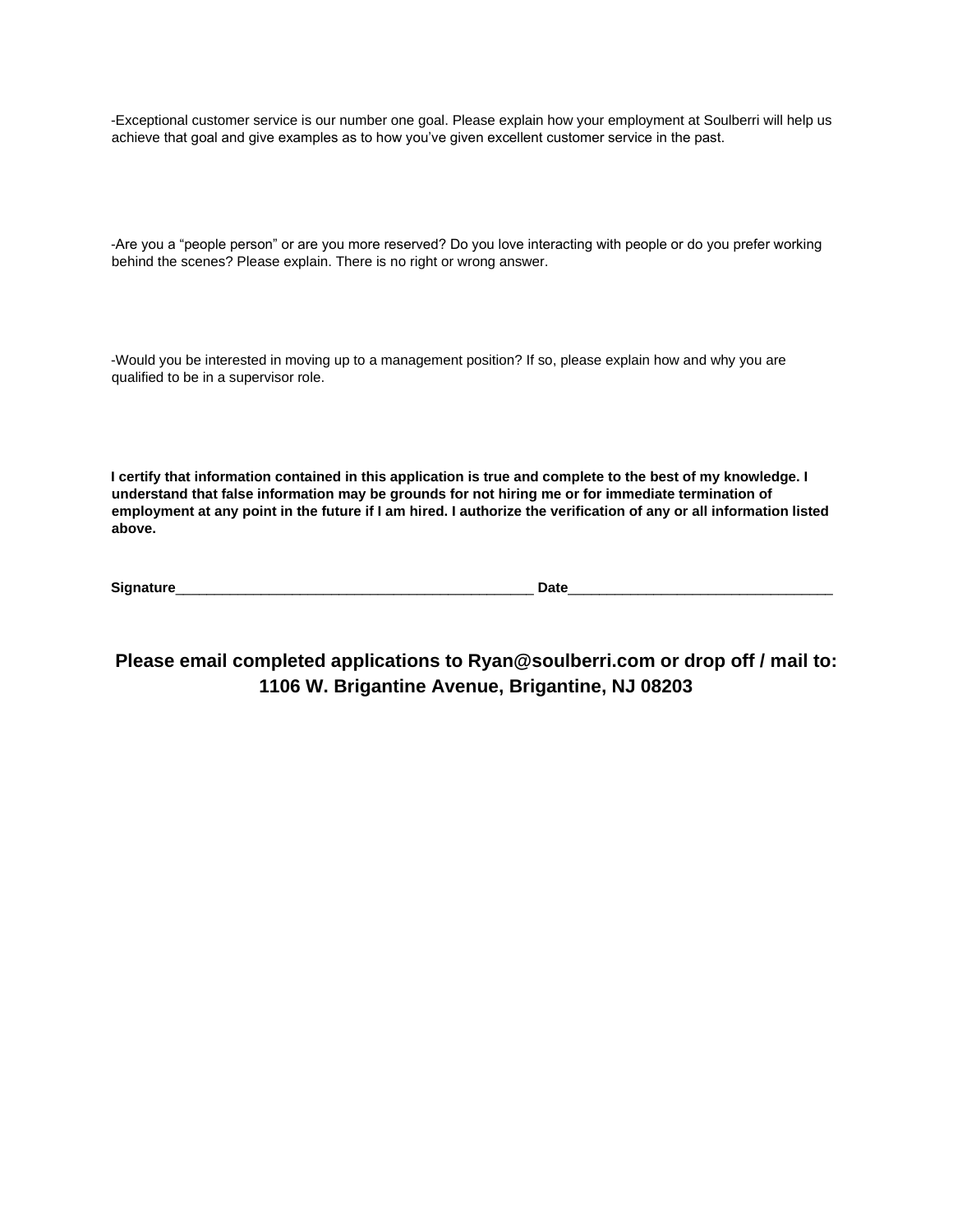-Exceptional customer service is our number one goal. Please explain how your employment at Soulberri will help us achieve that goal and give examples as to how you've given excellent customer service in the past.

-Are you a "people person" or are you more reserved? Do you love interacting with people or do you prefer working behind the scenes? Please explain. There is no right or wrong answer.

-Would you be interested in moving up to a management position? If so, please explain how and why you are qualified to be in a supervisor role.

**I certify that information contained in this application is true and complete to the best of my knowledge. I understand that false information may be grounds for not hiring me or for immediate termination of employment at any point in the future if I am hired. I authorize the verification of any or all information listed above.**

**Signature**_______________________________________________ **Date**__________________________________

**Please email completed applications to Ryan@soulberri.com or drop off / mail to: 1106 W. Brigantine Avenue, Brigantine, NJ 08203**